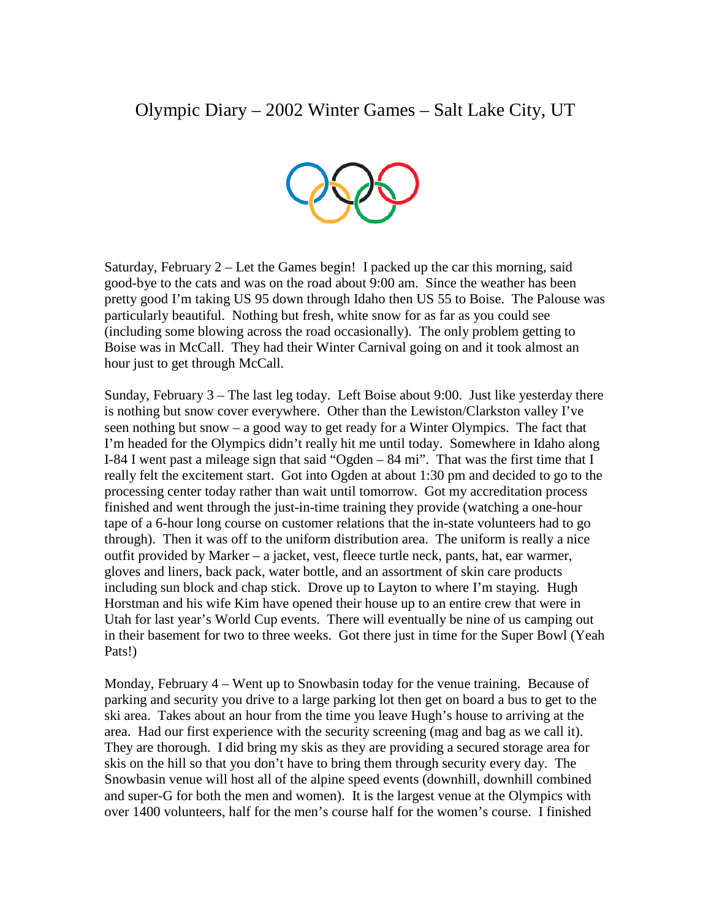# Olympic Diary – 2002 Winter Games – Salt Lake City, UT

Saturday, February 2 – Let the Games begin! I packed up the car this morning, said good-bye to the cats and was on the road about 9:00 am. Since the weather has been pretty good I'm taking US 95 down through Idaho then US 55 to Boise. The Palouse was particularly beautiful. Nothing but fresh, white snow for as far as you could see (including some blowing across the road occasionally). The only problem getting to Boise was in McCall. They had their Winter Carnival going on and it took almost an hour just to get through McCall.

Sunday, February 3 – The last leg today. Left Boise about 9:00. Just like yesterday there is nothing but snow cover everywhere. Other than the Lewiston/Clarkston valley I've seen nothing but snow – a good way to get ready for a Winter Olympics. The fact that I'm headed for the Olympics didn't really hit me until today. Somewhere in Idaho along I-84 I went past a mileage sign that said "Ogden – 84 mi". That was the first time that I really felt the excitement start. Got into Ogden at about 1:30 pm and decided to go to the processing center today rather than wait until tomorrow. Got my accreditation process finished and went through the just-in-time training they provide (watching a one-hour tape of a 6-hour long course on customer relations that the in-state volunteers had to go through). Then it was off to the uniform distribution area. The uniform is really a nice outfit provided by Marker – a jacket, vest, fleece turtle neck, pants, hat, ear warmer, gloves and liners, back pack, water bottle, and an assortment of skin care products including sun block and chap stick. Drove up to Layton to where I'm staying. Hugh Horstman and his wife Kim have opened their house up to an entire crew that were in Utah for last year's World Cup events. There will eventually be nine of us camping out in their basement for two to three weeks. Got there just in time for the Super Bowl (Yeah Pats!)

Monday, February 4 – Went up to Snowbasin today for the venue training. Because of parking and security you drive to a large parking lot then get on board a bus to get to the ski area. Takes about an hour from the time you leave Hugh's house to arriving at the area. Had our first experience with the security screening (mag and bag as we call it). They are thorough. I did bring my skis as they are providing a secured storage area for skis on the hill so that you don't have to bring them through security every day. The Snowbasin venue will host all of the alpine speed events (downhill, downhill combined and super-G for both the men and women). It is the largest venue at the Olympics with over 1400 volunteers, half for the men's course half for the women's course. I finished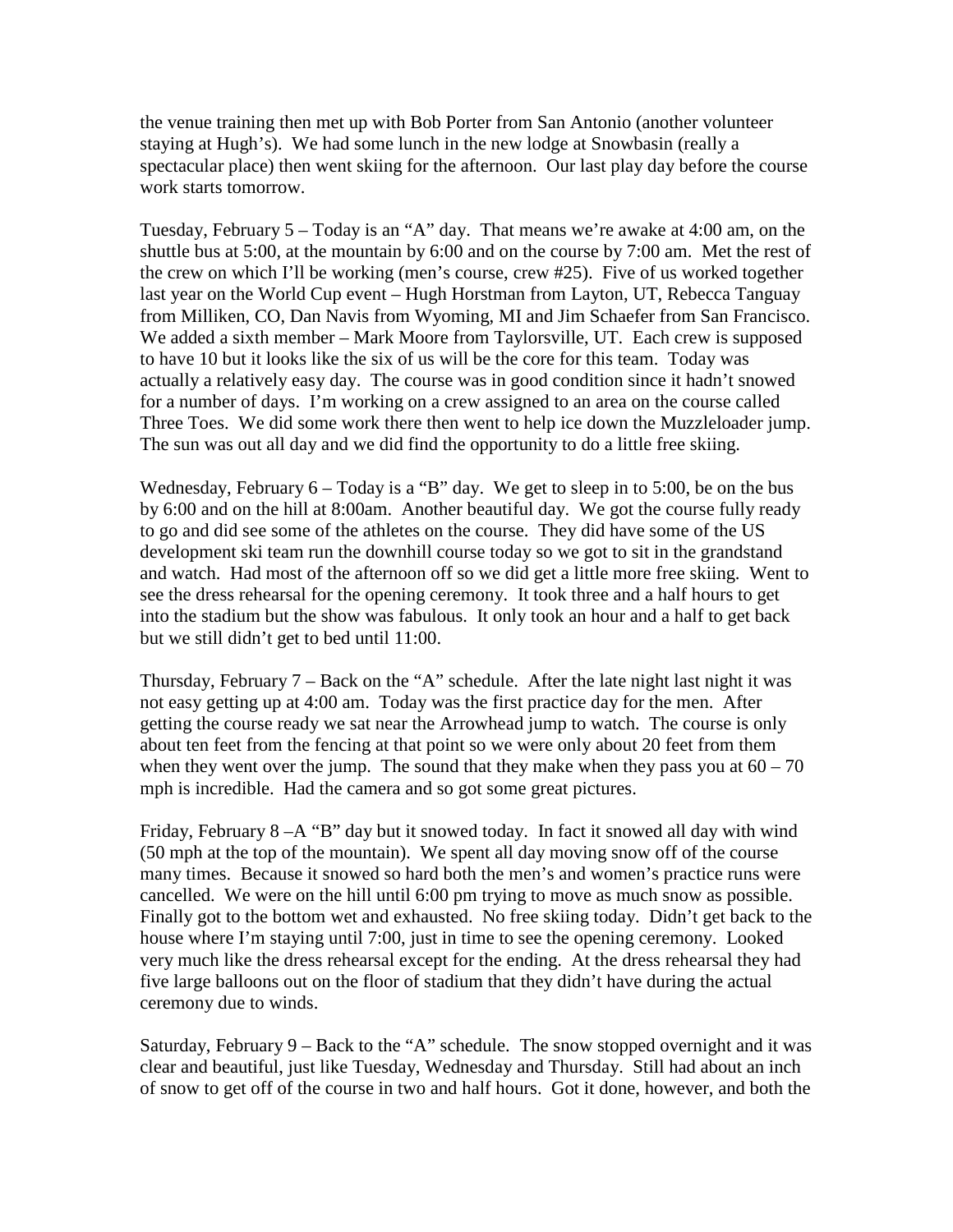the venue training then met up with Bob Porter from San Antonio (another volunteer staying at Hugh's). We had some lunch in the new lodge at Snowbasin (really a spectacular place) then went skiing for the afternoon. Our last play day before the course work starts tomorrow.

Tuesday, February 5 – Today is an "A" day. That means we're awake at 4:00 am, on the shuttle bus at 5:00, at the mountain by 6:00 and on the course by 7:00 am. Met the rest of the crew on which I'll be working (men's course, crew #25). Five of us worked together last year on the World Cup event – Hugh Horstman from Layton, UT, Rebecca Tanguay from Milliken, CO, Dan Navis from Wyoming, MI and Jim Schaefer from San Francisco. We added a sixth member – Mark Moore from Taylorsville, UT. Each crew is supposed to have 10 but it looks like the six of us will be the core for this team. Today was actually a relatively easy day. The course was in good condition since it hadn't snowed for a number of days. I'm working on a crew assigned to an area on the course called Three Toes. We did some work there then went to help ice down the Muzzleloader jump. The sun was out all day and we did find the opportunity to do a little free skiing.

Wednesday, February 6 – Today is a "B" day. We get to sleep in to 5:00, be on the bus by 6:00 and on the hill at 8:00am. Another beautiful day. We got the course fully ready to go and did see some of the athletes on the course. They did have some of the US development ski team run the downhill course today so we got to sit in the grandstand and watch. Had most of the afternoon off so we did get a little more free skiing. Went to see the dress rehearsal for the opening ceremony. It took three and a half hours to get into the stadium but the show was fabulous. It only took an hour and a half to get back but we still didn't get to bed until 11:00.

Thursday, February 7 – Back on the "A" schedule. After the late night last night it was not easy getting up at 4:00 am. Today was the first practice day for the men. After getting the course ready we sat near the Arrowhead jump to watch. The course is only about ten feet from the fencing at that point so we were only about 20 feet from them when they went over the jump. The sound that they make when they pass you at 60 – 70 mph is incredible. Had the camera and so got some great pictures.

Friday, February 8 –A "B" day but it snowed today. In fact it snowed all day with wind (50 mph at the top of the mountain). We spent all day moving snow off of the course many times. Because it snowed so hard both the men's and women's practice runs were cancelled. We were on the hill until 6:00 pm trying to move as much snow as possible. Finally got to the bottom wet and exhausted. No free skiing today. Didn't get back to the house where I'm staying until 7:00, just in time to see the opening ceremony. Looked very much like the dress rehearsal except for the ending. At the dress rehearsal they had five large balloons out on the floor of stadium that they didn't have during the actual ceremony due to winds.

Saturday, February 9 – Back to the "A" schedule. The snow stopped overnight and it was clear and beautiful, just like Tuesday, Wednesday and Thursday. Still had about an inch of snow to get off of the course in two and half hours. Got it done, however, and both the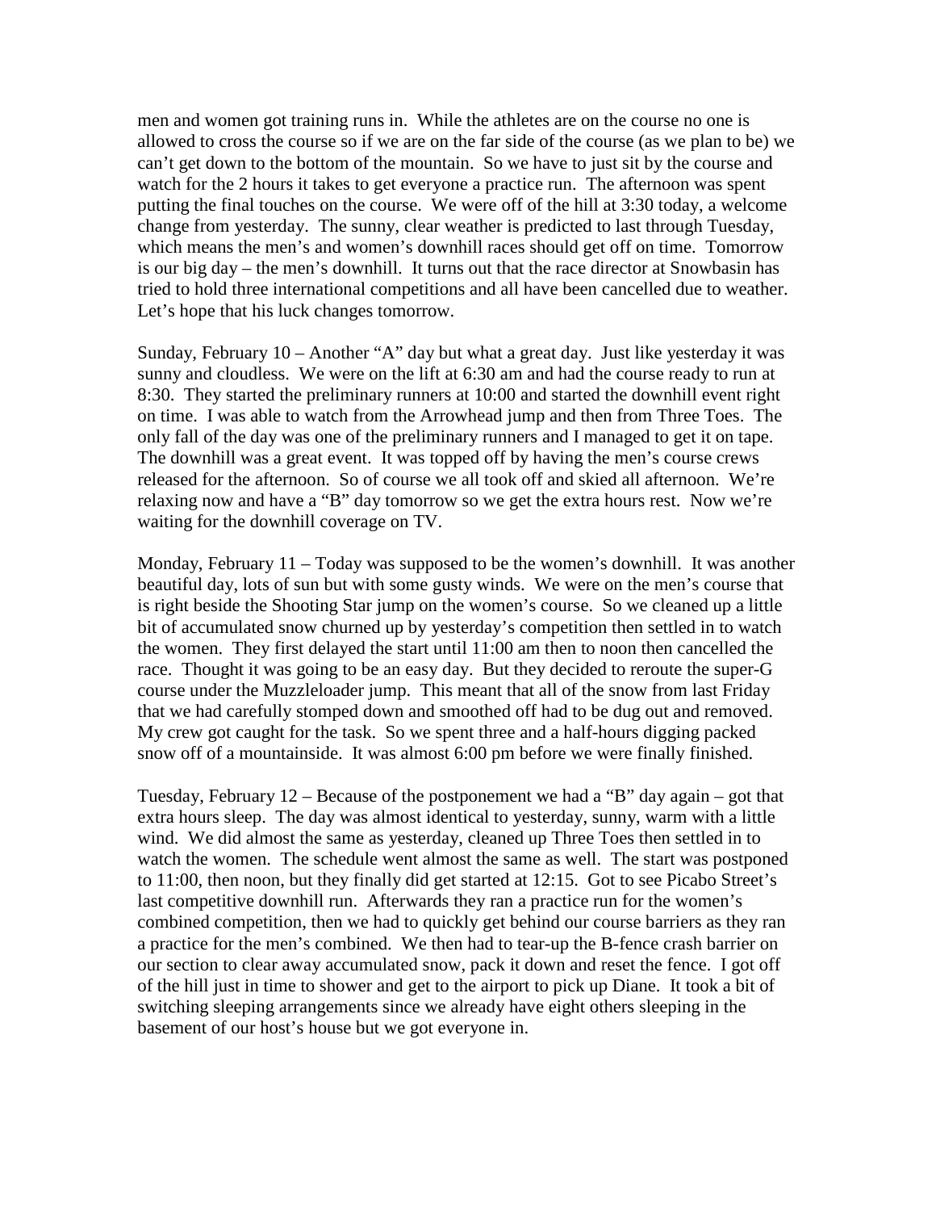men and women got training runs in. While the athletes are on the course no one is allowed to cross the course so if we are on the far side of the course (as we plan to be) we can't get down to the bottom of the mountain. So we have to just sit by the course and watch for the 2 hours it takes to get everyone a practice run. The afternoon was spent putting the final touches on the course. We were off of the hill at 3:30 today, a welcome change from yesterday. The sunny, clear weather is predicted to last through Tuesday, which means the men's and women's downhill races should get off on time. Tomorrow is our big day – the men's downhill. It turns out that the race director at Snowbasin has tried to hold three international competitions and all have been cancelled due to weather. Let's hope that his luck changes tomorrow.

Sunday, February 10 – Another "A" day but what a great day. Just like yesterday it was sunny and cloudless. We were on the lift at 6:30 am and had the course ready to run at 8:30. They started the preliminary runners at 10:00 and started the downhill event right on time. I was able to watch from the Arrowhead jump and then from Three Toes. The only fall of the day was one of the preliminary runners and I managed to get it on tape. The downhill was a great event. It was topped off by having the men's course crews released for the afternoon. So of course we all took off and skied all afternoon. We're relaxing now and have a "B" day tomorrow so we get the extra hours rest. Now we're waiting for the downhill coverage on TV.

Monday, February 11 – Today was supposed to be the women's downhill. It was another beautiful day, lots of sun but with some gusty winds. We were on the men's course that is right beside the Shooting Star jump on the women's course. So we cleaned up a little bit of accumulated snow churned up by yesterday's competition then settled in to watch the women. They first delayed the start until 11:00 am then to noon then cancelled the race. Thought it was going to be an easy day. But they decided to reroute the super-G course under the Muzzleloader jump. This meant that all of the snow from last Friday that we had carefully stomped down and smoothed off had to be dug out and removed. My crew got caught for the task. So we spent three and a half-hours digging packed snow off of a mountainside. It was almost 6:00 pm before we were finally finished.

Tuesday, February 12 – Because of the postponement we had a "B" day again – got that extra hours sleep. The day was almost identical to yesterday, sunny, warm with a little wind. We did almost the same as yesterday, cleaned up Three Toes then settled in to watch the women. The schedule went almost the same as well. The start was postponed to 11:00, then noon, but they finally did get started at 12:15. Got to see Picabo Street's last competitive downhill run. Afterwards they ran a practice run for the women's combined competition, then we had to quickly get behind our course barriers as they ran a practice for the men's combined. We then had to tear-up the B-fence crash barrier on our section to clear away accumulated snow, pack it down and reset the fence. I got off of the hill just in time to shower and get to the airport to pick up Diane. It took a bit of switching sleeping arrangements since we already have eight others sleeping in the basement of our host's house but we got everyone in.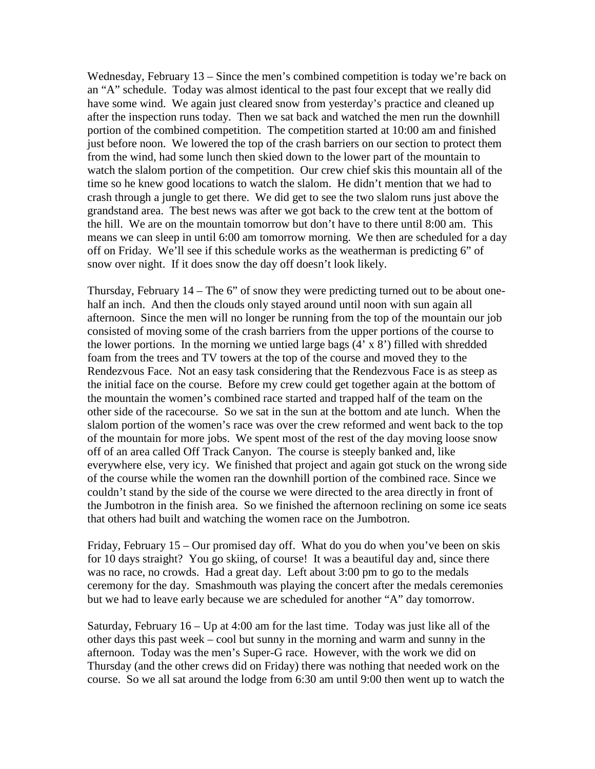Wednesday, February 13 – Since the men's combined competition is today we're back on an "A" schedule. Today was almost identical to the past four except that we really did have some wind. We again just cleared snow from yesterday's practice and cleaned up after the inspection runs today. Then we sat back and watched the men run the downhill portion of the combined competition. The competition started at 10:00 am and finished just before noon. We lowered the top of the crash barriers on our section to protect them from the wind, had some lunch then skied down to the lower part of the mountain to watch the slalom portion of the competition. Our crew chief skis this mountain all of the time so he knew good locations to watch the slalom. He didn't mention that we had to crash through a jungle to get there. We did get to see the two slalom runs just above the grandstand area. The best news was after we got back to the crew tent at the bottom of the hill. We are on the mountain tomorrow but don't have to there until 8:00 am. This means we can sleep in until 6:00 am tomorrow morning. We then are scheduled for a day off on Friday. We'll see if this schedule works as the weatherman is predicting 6" of snow over night. If it does snow the day off doesn't look likely.

Thursday, February 14 – The 6" of snow they were predicting turned out to be about one-half an inch. And then the clouds only stayed around until noon with sun again all afternoon. Since the men will no longer be running from the top of the mountain our job consisted of moving some of the crash barriers from the upper portions of the course to the lower portions. In the morning we untied large bags (4' x 8') filled with shredded foam from the trees and TV towers at the top of the course and moved they to the Rendezvous Face. Not an easy task considering that the Rendezvous Face is as steep as the initial face on the course. Before my crew could get together again at the bottom of the mountain the women's combined race started and trapped half of the team on the other side of the racecourse. So we sat in the sun at the bottom and ate lunch. When the slalom portion of the women's race was over the crew reformed and went back to the top of the mountain for more jobs. We spent most of the rest of the day moving loose snow off of an area called Off Track Canyon. The course is steeply banked and, like everywhere else, very icy. We finished that project and again got stuck on the wrong side of the course while the women ran the downhill portion of the combined race. Since we couldn't stand by the side of the course we were directed to the area directly in front of the Jumbotron in the finish area. So we finished the afternoon reclining on some ice seats that others had built and watching the women race on the Jumbotron.

Friday, February 15 – Our promised day off. What do you do when you've been on skis for 10 days straight? You go skiing, of course! It was a beautiful day and, since there was no race, no crowds. Had a great day. Left about 3:00 pm to go to the medals ceremony for the day. Smashmouth was playing the concert after the medals ceremonies but we had to leave early because we are scheduled for another "A" day tomorrow.

Saturday, February 16 – Up at 4:00 am for the last time. Today was just like all of the other days this past week – cool but sunny in the morning and warm and sunny in the afternoon. Today was the men's Super-G race. However, with the work we did on Thursday (and the other crews did on Friday) there was nothing that needed work on the course. So we all sat around the lodge from 6:30 am until 9:00 then went up to watch the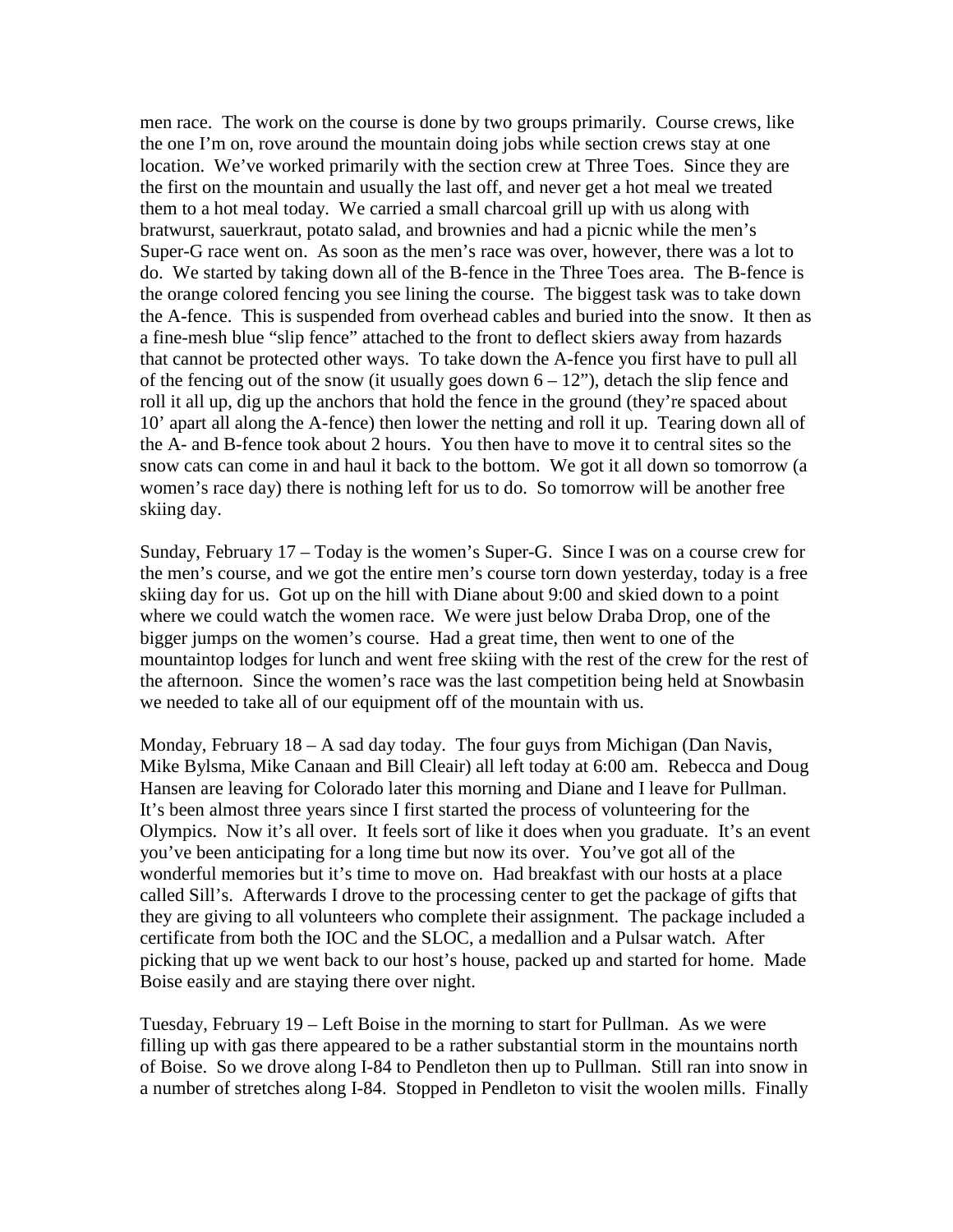men race. The work on the course is done by two groups primarily. Course crews, like the one I'm on, rove around the mountain doing jobs while section crews stay at one location. We've worked primarily with the section crew at Three Toes. Since they are the first on the mountain and usually the last off, and never get a hot meal we treated them to a hot meal today. We carried a small charcoal grill up with us along with bratwurst, sauerkraut, potato salad, and brownies and had a picnic while the men's Super-G race went on. As soon as the men's race was over, however, there was a lot to do. We started by taking down all of the B-fence in the Three Toes area. The B-fence is the orange colored fencing you see lining the course. The biggest task was to take down the A-fence. This is suspended from overhead cables and buried into the snow. It then as a fine-mesh blue "slip fence" attached to the front to deflect skiers away from hazards that cannot be protected other ways. To take down the A-fence you first have to pull all of the fencing out of the snow (it usually goes down 6 – 12"), detach the slip fence and roll it all up, dig up the anchors that hold the fence in the ground (they're spaced about 10' apart all along the A-fence) then lower the netting and roll it up. Tearing down all of the A- and B-fence took about 2 hours. You then have to move it to central sites so the snow cats can come in and haul it back to the bottom. We got it all down so tomorrow (a women's race day) there is nothing left for us to do. So tomorrow will be another free skiing day.

Sunday, February 17 – Today is the women's Super-G. Since I was on a course crew for the men's course, and we got the entire men's course torn down yesterday, today is a free skiing day for us. Got up on the hill with Diane about 9:00 and skied down to a point where we could watch the women race. We were just below Draba Drop, one of the bigger jumps on the women's course. Had a great time, then went to one of the mountaintop lodges for lunch and went free skiing with the rest of the crew for the rest of the afternoon. Since the women's race was the last competition being held at Snowbasin we needed to take all of our equipment off of the mountain with us.

Monday, February 18 – A sad day today. The four guys from Michigan (Dan Navis, Mike Bylsma, Mike Canaan and Bill Cleair) all left today at 6:00 am. Rebecca and Doug Hansen are leaving for Colorado later this morning and Diane and I leave for Pullman. It's been almost three years since I first started the process of volunteering for the Olympics. Now it's all over. It feels sort of like it does when you graduate. It's an event you've been anticipating for a long time but now its over. You've got all of the wonderful memories but it's time to move on. Had breakfast with our hosts at a place called Sill's. Afterwards I drove to the processing center to get the package of gifts that they are giving to all volunteers who complete their assignment. The package included a certificate from both the IOC and the SLOC, a medallion and a Pulsar watch. After picking that up we went back to our host's house, packed up and started for home. Made Boise easily and are staying there over night.

Tuesday, February 19 – Left Boise in the morning to start for Pullman. As we were filling up with gas there appeared to be a rather substantial storm in the mountains north of Boise. So we drove along I-84 to Pendleton then up to Pullman. Still ran into snow in a number of stretches along I-84. Stopped in Pendleton to visit the woolen mills. Finally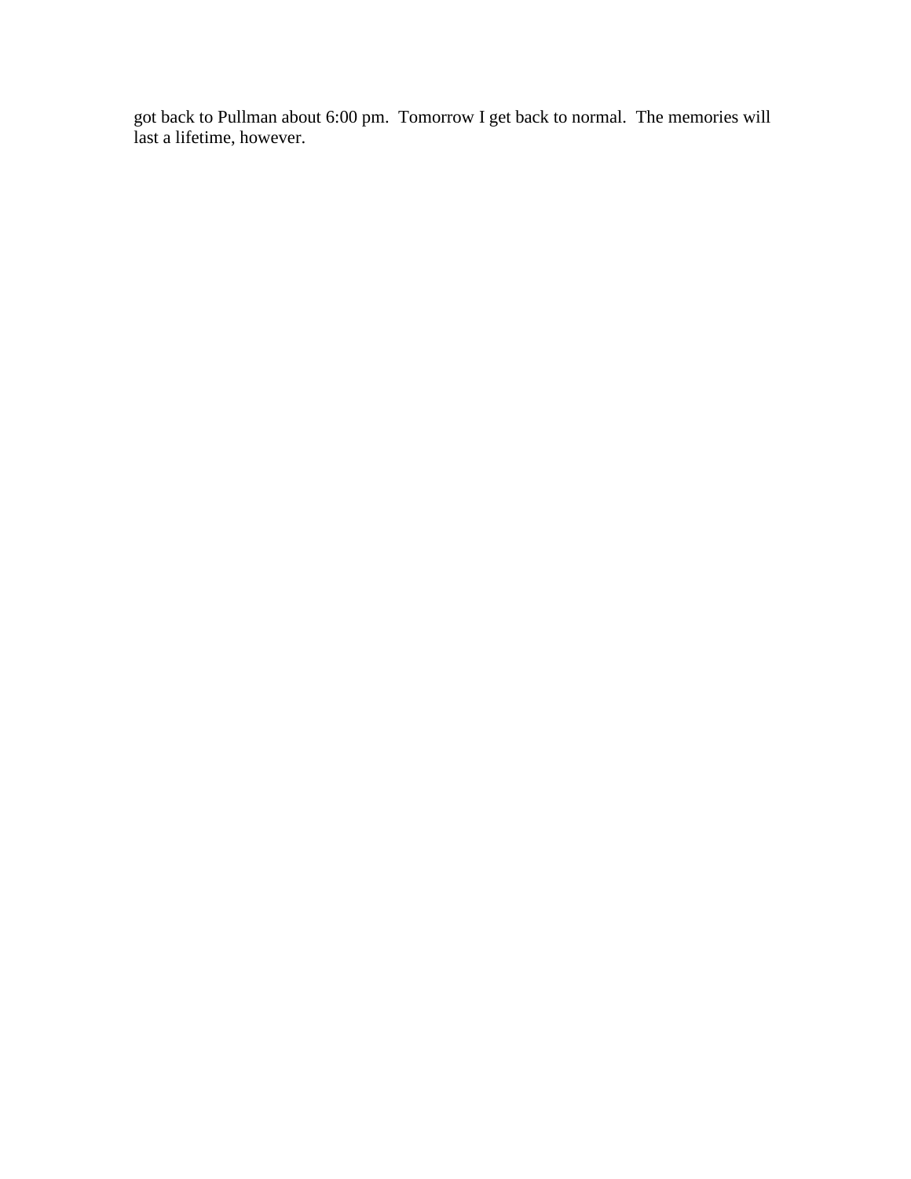got back to Pullman about 6:00 pm.  Tomorrow I get back to normal.  The memories will last a lifetime, however.